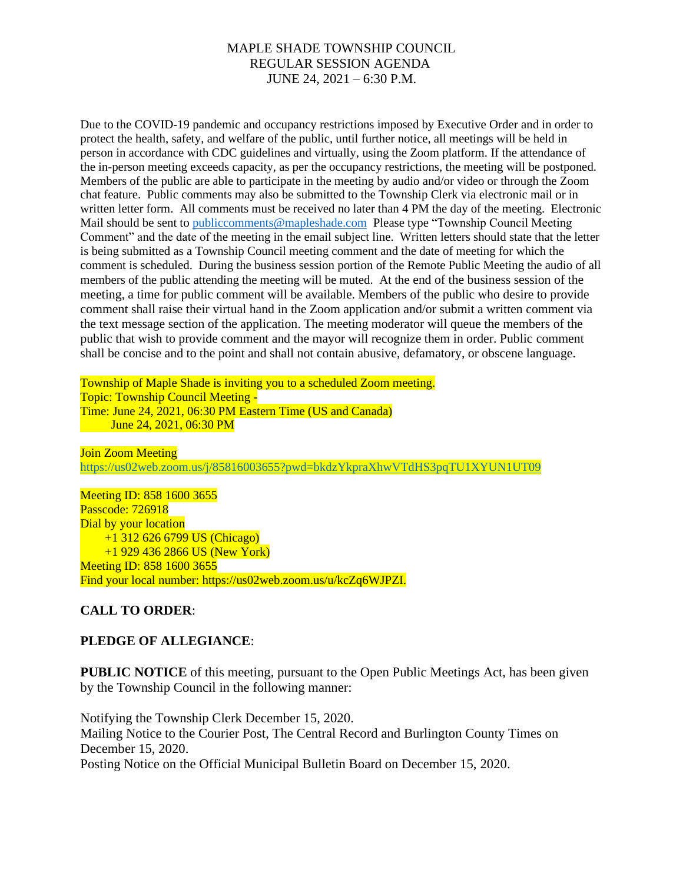# MAPLE SHADE TOWNSHIP COUNCIL
## REGULAR SESSION AGENDA
### JUNE 24, 2021 – 6:30 P.M.

Due to the COVID-19 pandemic and occupancy restrictions imposed by Executive Order and in order to protect the health, safety, and welfare of the public, until further notice, all meetings will be held in person in accordance with CDC guidelines and virtually, using the Zoom platform. If the attendance of the in-person meeting exceeds capacity, as per the occupancy restrictions, the meeting will be postponed. Members of the public are able to participate in the meeting by audio and/or video or through the Zoom chat feature. Public comments may also be submitted to the Township Clerk via electronic mail or in written letter form. All comments must be received no later than 4 PM the day of the meeting. Electronic Mail should be sent to publiccomments@mapleshade.com Please type "Township Council Meeting Comment" and the date of the meeting in the email subject line. Written letters should state that the letter is being submitted as a Township Council meeting comment and the date of meeting for which the comment is scheduled. During the business session portion of the Remote Public Meeting the audio of all members of the public attending the meeting will be muted. At the end of the business session of the meeting, a time for public comment will be available. Members of the public who desire to provide comment shall raise their virtual hand in the Zoom application and/or submit a written comment via the text message section of the application. The meeting moderator will queue the members of the public that wish to provide comment and the mayor will recognize them in order. Public comment shall be concise and to the point and shall not contain abusive, defamatory, or obscene language.

Township of Maple Shade is inviting you to a scheduled Zoom meeting.
Topic: Township Council Meeting -
Time: June 24, 2021, 06:30 PM Eastern Time (US and Canada)
June 24, 2021, 06:30 PM

Join Zoom Meeting
https://us02web.zoom.us/j/85816003655?pwd=bkdzYkpraXhwVTdHS3pqTU1XYUN1UT09

Meeting ID: 858 1600 3655
Passcode: 726918
Dial by your location
+1 312 626 6799 US (Chicago)
+1 929 436 2866 US (New York)
Meeting ID: 858 1600 3655
Find your local number: https://us02web.zoom.us/u/kcZq6WJPZI.

**CALL TO ORDER**:

**PLEDGE OF ALLEGIANCE**:

**PUBLIC NOTICE** of this meeting, pursuant to the Open Public Meetings Act, has been given by the Township Council in the following manner:

Notifying the Township Clerk December 15, 2020.
Mailing Notice to the Courier Post, The Central Record and Burlington County Times on December 15, 2020.
Posting Notice on the Official Municipal Bulletin Board on December 15, 2020.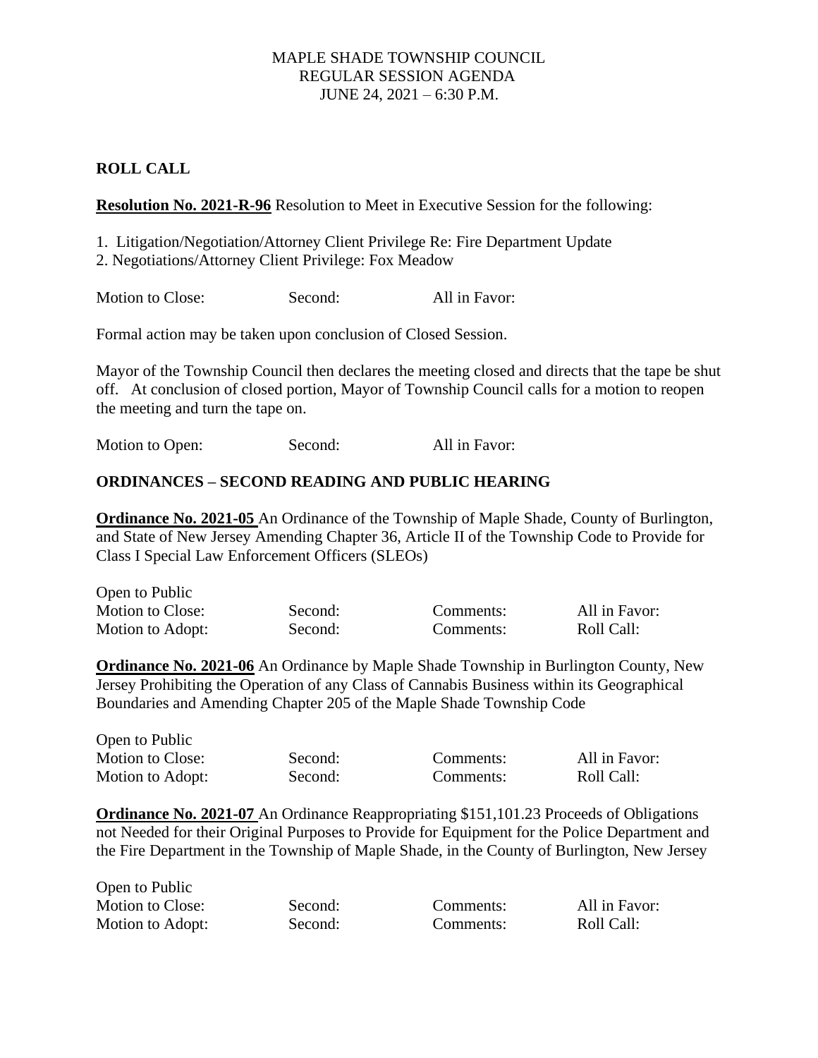MAPLE SHADE TOWNSHIP COUNCIL
REGULAR SESSION AGENDA
JUNE 24, 2021 – 6:30 P.M.

**ROLL CALL**

**Resolution No. 2021-R-96** Resolution to Meet in Executive Session for the following:

1. Litigation/Negotiation/Attorney Client Privilege Re: Fire Department Update
2. Negotiations/Attorney Client Privilege: Fox Meadow

Motion to Close: Second: All in Favor:

Formal action may be taken upon conclusion of Closed Session.

Mayor of the Township Council then declares the meeting closed and directs that the tape be shut off. At conclusion of closed portion, Mayor of Township Council calls for a motion to reopen the meeting and turn the tape on.

Motion to Open: Second: All in Favor:

## ORDINANCES – SECOND READING AND PUBLIC HEARING

**Ordinance No. 2021-05** An Ordinance of the Township of Maple Shade, County of Burlington, and State of New Jersey Amending Chapter 36, Article II of the Township Code to Provide for Class I Special Law Enforcement Officers (SLEOs)

Open to Public

| | | | |
|---|---|---|---|
| Motion to Close: | Second: | Comments: | All in Favor: |
| Motion to Adopt: | Second: | Comments: | Roll Call: |

**Ordinance No. 2021-06** An Ordinance by Maple Shade Township in Burlington County, New Jersey Prohibiting the Operation of any Class of Cannabis Business within its Geographical Boundaries and Amending Chapter 205 of the Maple Shade Township Code

Open to Public

| | | | |
|---|---|---|---|
| Motion to Close: | Second: | Comments: | All in Favor: |
| Motion to Adopt: | Second: | Comments: | Roll Call: |

**Ordinance No. 2021-07** An Ordinance Reappropriating $151,101.23 Proceeds of Obligations not Needed for their Original Purposes to Provide for Equipment for the Police Department and the Fire Department in the Township of Maple Shade, in the County of Burlington, New Jersey

Open to Public

| | | | |
|---|---|---|---|
| Motion to Close: | Second: | Comments: | All in Favor: |
| Motion to Adopt: | Second: | Comments: | Roll Call: |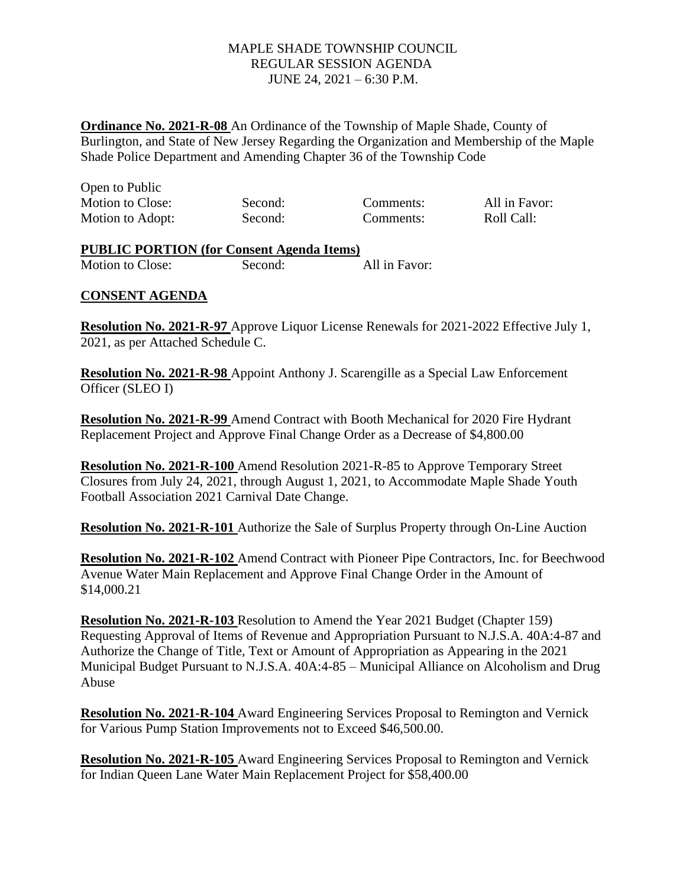MAPLE SHADE TOWNSHIP COUNCIL
REGULAR SESSION AGENDA
JUNE 24, 2021 – 6:30 P.M.

**Ordinance No. 2021-R-08** An Ordinance of the Township of Maple Shade, County of Burlington, and State of New Jersey Regarding the Organization and Membership of the Maple Shade Police Department and Amending Chapter 36 of the Township Code

Open to Public

| | | | |
|---|---|---|---|
| Motion to Close: | Second: | Comments: | All in Favor: |
| Motion to Adopt: | Second: | Comments: | Roll Call: |

**PUBLIC PORTION (for Consent Agenda Items)**

| | | |
|---|---|---|
| Motion to Close: | Second: | All in Favor: |

**CONSENT AGENDA**

**Resolution No. 2021-R-97** Approve Liquor License Renewals for 2021-2022 Effective July 1, 2021, as per Attached Schedule C.

**Resolution No. 2021-R-98** Appoint Anthony J. Scarengille as a Special Law Enforcement Officer (SLEO I)

**Resolution No. 2021-R-99** Amend Contract with Booth Mechanical for 2020 Fire Hydrant Replacement Project and Approve Final Change Order as a Decrease of $4,800.00

**Resolution No. 2021-R-100** Amend Resolution 2021-R-85 to Approve Temporary Street Closures from July 24, 2021, through August 1, 2021, to Accommodate Maple Shade Youth Football Association 2021 Carnival Date Change.

**Resolution No. 2021-R-101** Authorize the Sale of Surplus Property through On-Line Auction

**Resolution No. 2021-R-102** Amend Contract with Pioneer Pipe Contractors, Inc. for Beechwood Avenue Water Main Replacement and Approve Final Change Order in the Amount of $14,000.21

**Resolution No. 2021-R-103** Resolution to Amend the Year 2021 Budget (Chapter 159) Requesting Approval of Items of Revenue and Appropriation Pursuant to N.J.S.A. 40A:4-87 and Authorize the Change of Title, Text or Amount of Appropriation as Appearing in the 2021 Municipal Budget Pursuant to N.J.S.A. 40A:4-85 – Municipal Alliance on Alcoholism and Drug Abuse

**Resolution No. 2021-R-104** Award Engineering Services Proposal to Remington and Vernick for Various Pump Station Improvements not to Exceed $46,500.00.

**Resolution No. 2021-R-105** Award Engineering Services Proposal to Remington and Vernick for Indian Queen Lane Water Main Replacement Project for $58,400.00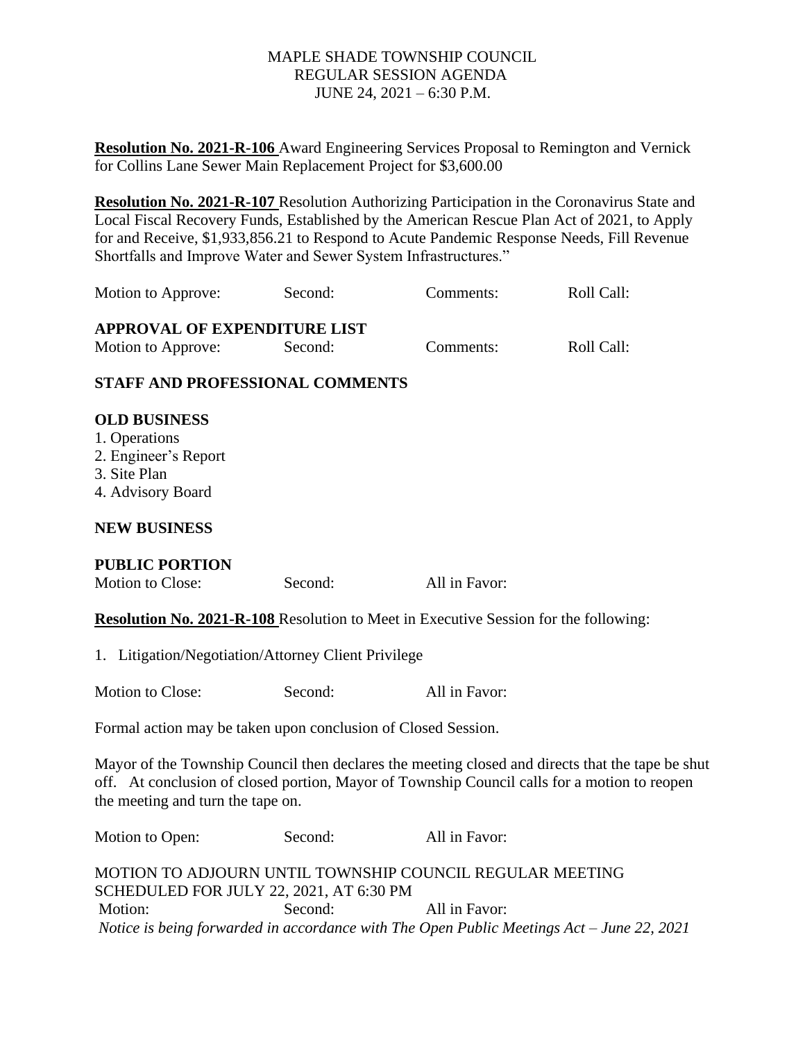MAPLE SHADE TOWNSHIP COUNCIL
REGULAR SESSION AGENDA
JUNE 24, 2021 – 6:30 P.M.

**Resolution No. 2021-R-106** Award Engineering Services Proposal to Remington and Vernick for Collins Lane Sewer Main Replacement Project for $3,600.00

**Resolution No. 2021-R-107** Resolution Authorizing Participation in the Coronavirus State and Local Fiscal Recovery Funds, Established by the American Rescue Plan Act of 2021, to Apply for and Receive, $1,933,856.21 to Respond to Acute Pandemic Response Needs, Fill Revenue Shortfalls and Improve Water and Sewer System Infrastructures."

Motion to Approve: Second: Comments: Roll Call:

**APPROVAL OF EXPENDITURE LIST**

Motion to Approve: Second: Comments: Roll Call:

**STAFF AND PROFESSIONAL COMMENTS**

**OLD BUSINESS**

1. Operations
2. Engineer's Report
3. Site Plan
4. Advisory Board

**NEW BUSINESS**

**PUBLIC PORTION**

Motion to Close: Second: All in Favor:

**Resolution No. 2021-R-108** Resolution to Meet in Executive Session for the following:

1. Litigation/Negotiation/Attorney Client Privilege

Motion to Close: Second: All in Favor:

Formal action may be taken upon conclusion of Closed Session.

Mayor of the Township Council then declares the meeting closed and directs that the tape be shut off. At conclusion of closed portion, Mayor of Township Council calls for a motion to reopen the meeting and turn the tape on.

Motion to Open: Second: All in Favor:

MOTION TO ADJOURN UNTIL TOWNSHIP COUNCIL REGULAR MEETING SCHEDULED FOR JULY 22, 2021, AT 6:30 PM

Motion: Second: All in Favor:

*Notice is being forwarded in accordance with The Open Public Meetings Act – June 22, 2021*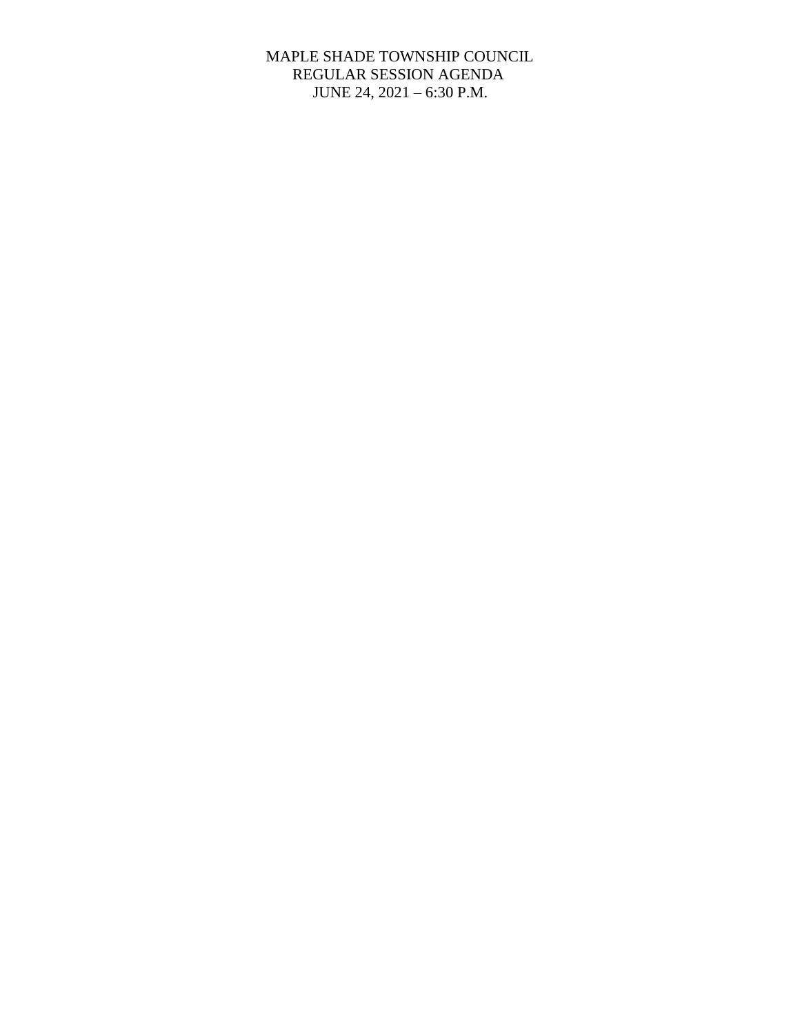MAPLE SHADE TOWNSHIP COUNCIL
REGULAR SESSION AGENDA
JUNE 24, 2021 – 6:30 P.M.